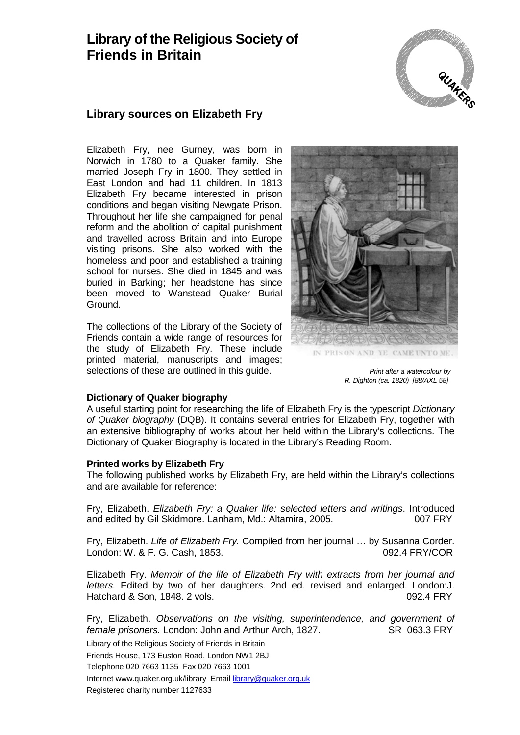# Library of the Religious Society of Friends in Britain

## Library sources on Elizabeth Fry

Elizabeth Fry, nee Gurney, was born in Norwich in 1780 to a Quaker family. She married Joseph Fry in 1800. They settled in East London and had 11 children. In 1813 Elizabeth Fry became interested in prison conditions and began visiting Newgate Prison. Throughout her life she campaigned for penal reform and the abolition of capital punishment and travelled across Britain and into Europe visiting prisons. She also worked with the homeless and poor and established a training school for nurses. She died in 1845 and was buried in Barking; her headstone has since been moved to Wanstead Quaker Burial Ground.

The collections of the Library of the Society of Friends contain a wide range of resources for the study of Elizabeth Fry. These include printed material, manuscripts and images; selections of these are outlined in this guide.

IN PRISON AND YE CAME UNTO ME.

*Print after a watercolour by R. Dighton (ca. 1820) [88/AXL 58]*

### Dictionary of Quaker biography

A useful starting point for researching the life of Elizabeth Fry is the typescript *Dictionary of Quaker biography* (DQB). It contains several entries for Elizabeth Fry, together with an extensive bibliography of works about her held within the Library's collections. The Dictionary of Quaker Biography is located in the Library's Reading Room.

### Printed works by Elizabeth Fry

The following published works by Elizabeth Fry, are held within the Library's collections and are available for reference:

Fry, Elizabeth. *Elizabeth Fry: a Quaker life: selected letters and writings*. Introduced and edited by Gil Skidmore. Lanham, Md.: Altamira, 2005. 007 FRY

Fry, Elizabeth. *Life of Elizabeth Fry.* Compiled from her journal … by Susanna Corder. London: W. & F. G. Cash, 1853. 092.4 FRY/COR

Elizabeth Fry. *Memoir of the life of Elizabeth Fry with extracts from her journal and letters.* Edited by two of her daughters. 2nd ed. revised and enlarged. London:J. Hatchard & Son, 1848. 2 vols. 092.4 FRY

Fry, Elizabeth. *Observations on the visiting, superintendence, and government of female prisoners.* London: John and Arthur Arch, 1827. SR 063.3 FRY

Library of the Religious Society of Friends in Britain
Friends House, 173 Euston Road, London NW1 2BJ
Telephone 020 7663 1135 Fax 020 7663 1001
Internet www.quaker.org.uk/library Email library@quaker.org.uk
Registered charity number 1127633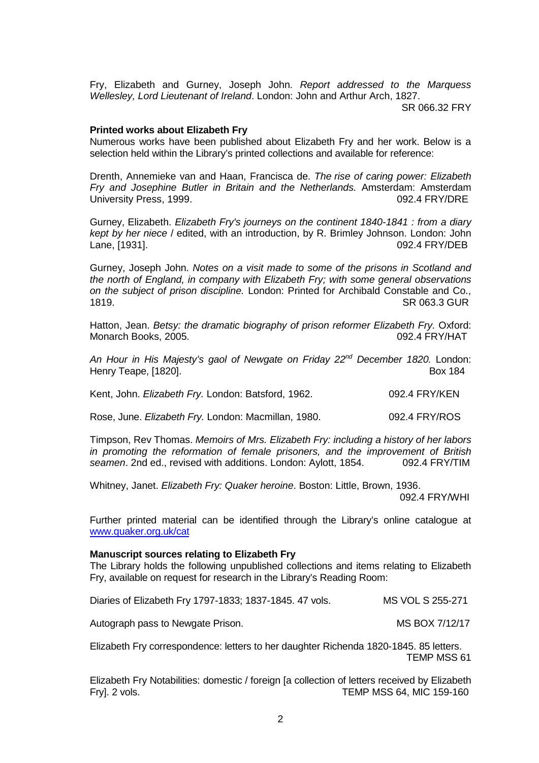Fry, Elizabeth and Gurney, Joseph John. *Report addressed to the Marquess Wellesley, Lord Lieutenant of Ireland*. London: John and Arthur Arch, 1827.
SR 066.32 FRY

**Printed works about Elizabeth Fry**

Numerous works have been published about Elizabeth Fry and her work. Below is a selection held within the Library's printed collections and available for reference:

Drenth, Annemieke van and Haan, Francisca de. *The rise of caring power: Elizabeth Fry and Josephine Butler in Britain and the Netherlands.* Amsterdam: Amsterdam University Press, 1999. 092.4 FRY/DRE

Gurney, Elizabeth. *Elizabeth Fry's journeys on the continent 1840-1841 : from a diary kept by her niece* / edited, with an introduction, by R. Brimley Johnson. London: John Lane, [1931]. 092.4 FRY/DEB

Gurney, Joseph John. *Notes on a visit made to some of the prisons in Scotland and the north of England, in company with Elizabeth Fry; with some general observations on the subject of prison discipline.* London: Printed for Archibald Constable and Co., 1819. SR 063.3 GUR

Hatton, Jean. *Betsy: the dramatic biography of prison reformer Elizabeth Fry.* Oxford: Monarch Books, 2005. 092.4 FRY/HAT

*An Hour in His Majesty's gaol of Newgate on Friday 22nd December 1820.* London: Henry Teape, [1820]. Box 184

Kent, John. *Elizabeth Fry.* London: Batsford, 1962. 092.4 FRY/KEN

Rose, June. *Elizabeth Fry.* London: Macmillan, 1980. 092.4 FRY/ROS

Timpson, Rev Thomas. *Memoirs of Mrs. Elizabeth Fry: including a history of her labors in promoting the reformation of female prisoners, and the improvement of British seamen*. 2nd ed., revised with additions. London: Aylott, 1854. 092.4 FRY/TIM

Whitney, Janet. *Elizabeth Fry: Quaker heroine*. Boston: Little, Brown, 1936.
092.4 FRY/WHI

Further printed material can be identified through the Library's online catalogue at [www.quaker.org.uk/cat](http://www.quaker.org.uk/cat)

**Manuscript sources relating to Elizabeth Fry**

The Library holds the following unpublished collections and items relating to Elizabeth Fry, available on request for research in the Library's Reading Room:

Diaries of Elizabeth Fry 1797-1833; 1837-1845. 47 vols. MS VOL S 255-271

Autograph pass to Newgate Prison. MS BOX 7/12/17

Elizabeth Fry correspondence: letters to her daughter Richenda 1820-1845. 85 letters.
TEMP MSS 61

Elizabeth Fry Notabilities: domestic / foreign [a collection of letters received by Elizabeth Fry]. 2 vols. TEMP MSS 64, MIC 159-160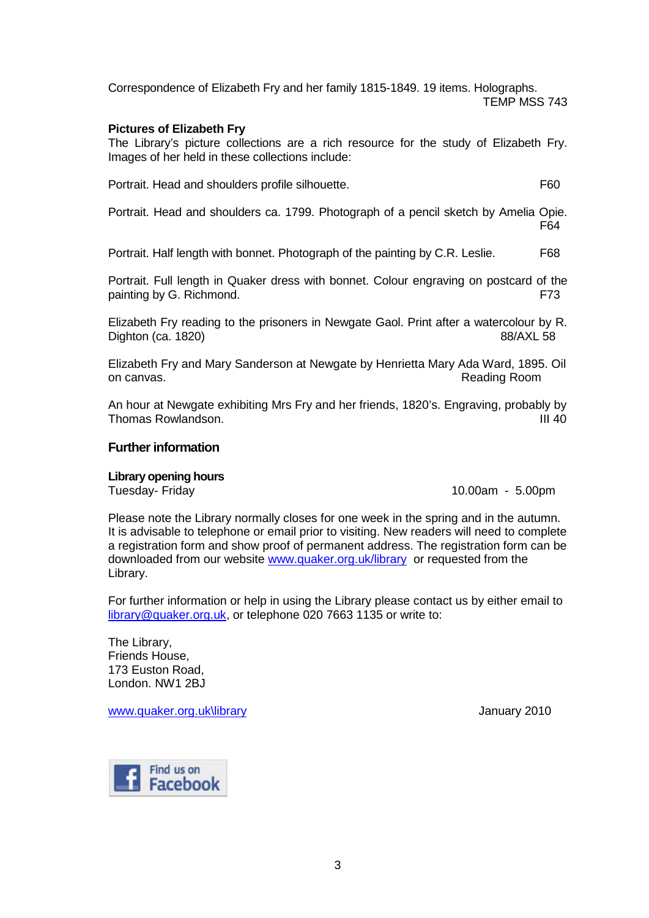Correspondence of Elizabeth Fry and her family 1815-1849. 19 items. Holographs.
TEMP MSS 743

**Pictures of Elizabeth Fry**

The Library's picture collections are a rich resource for the study of Elizabeth Fry. Images of her held in these collections include:

Portrait. Head and shoulders profile silhouette. F60

Portrait. Head and shoulders ca. 1799. Photograph of a pencil sketch by Amelia Opie. F64

Portrait. Half length with bonnet. Photograph of the painting by C.R. Leslie. F68

Portrait. Full length in Quaker dress with bonnet. Colour engraving on postcard of the painting by G. Richmond. F73

Elizabeth Fry reading to the prisoners in Newgate Gaol. Print after a watercolour by R. Dighton (ca. 1820) 88/AXL 58

Elizabeth Fry and Mary Sanderson at Newgate by Henrietta Mary Ada Ward, 1895. Oil on canvas. Reading Room

An hour at Newgate exhibiting Mrs Fry and her friends, 1820's. Engraving, probably by Thomas Rowlandson. III 40

## Further information

**Library opening hours**

Tuesday- Friday 10.00am - 5.00pm

Please note the Library normally closes for one week in the spring and in the autumn. It is advisable to telephone or email prior to visiting. New readers will need to complete a registration form and show proof of permanent address. The registration form can be downloaded from our website www.quaker.org.uk/library or requested from the Library.

For further information or help in using the Library please contact us by either email to library@quaker.org.uk, or telephone 020 7663 1135 or write to:

The Library,
Friends House,
173 Euston Road,
London. NW1 2BJ

www.quaker.org.uk\library January 2010

Find us on Facebook